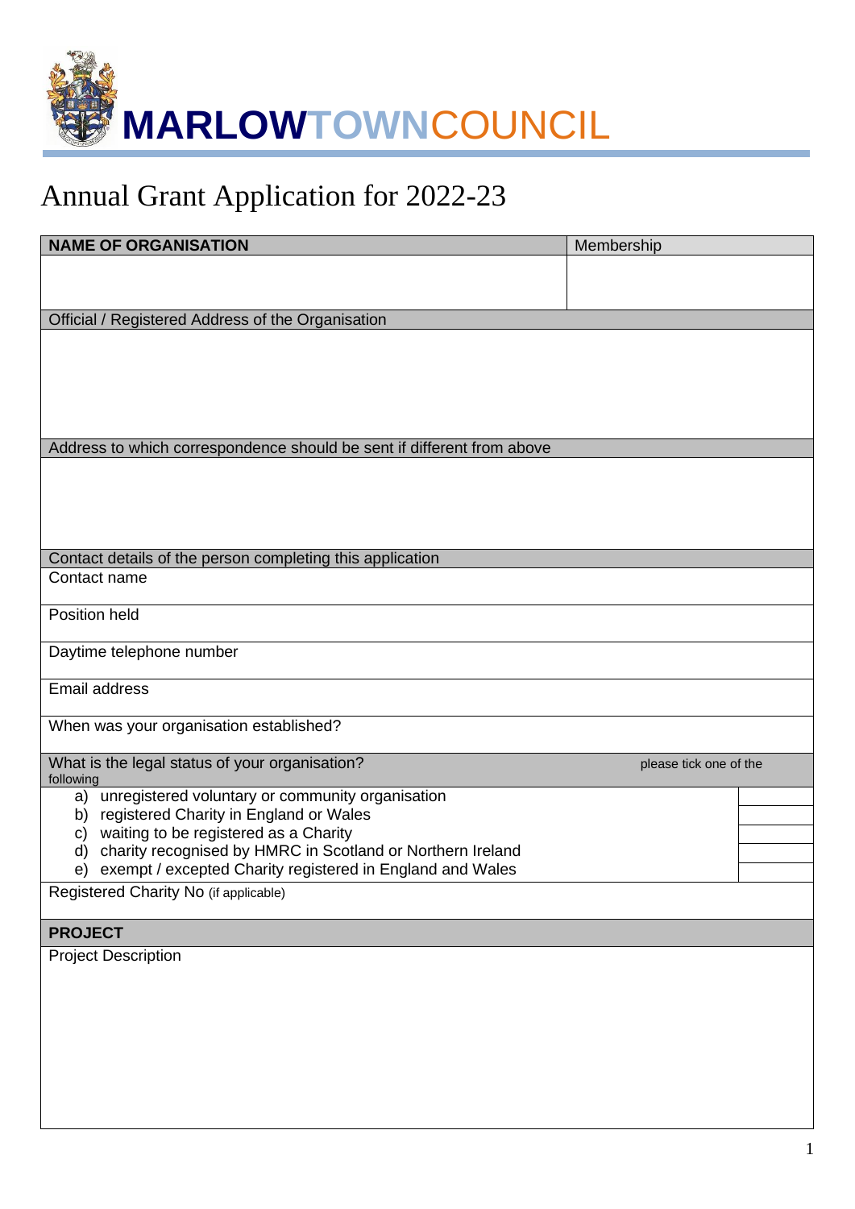MARLOWTOWNCOUNCIL

# Annual Grant Application for 2022-23

| **NAME OF ORGANISATION** | Membership |
|---|---|
| | |

| Official / Registered Address of the Organisation |
|---|
| |

| Address to which correspondence should be sent if different from above |
|---|
| |

| Contact details of the person completing this application |
|---|
| Contact name |
| Position held |
| Daytime telephone number |
| Email address |
| When was your organisation established? |

| What is the legal status of your organisation? please tick one of the following | |
|---|---|
| a) unregistered voluntary or community organisation | |
| b) registered Charity in England or Wales | |
| c) waiting to be registered as a Charity | |
| d) charity recognised by HMRC in Scotland or Northern Ireland | |
| e) exempt / excepted Charity registered in England and Wales | |
| Registered Charity No (if applicable) | |

| **PROJECT** |
|---|
| Project Description |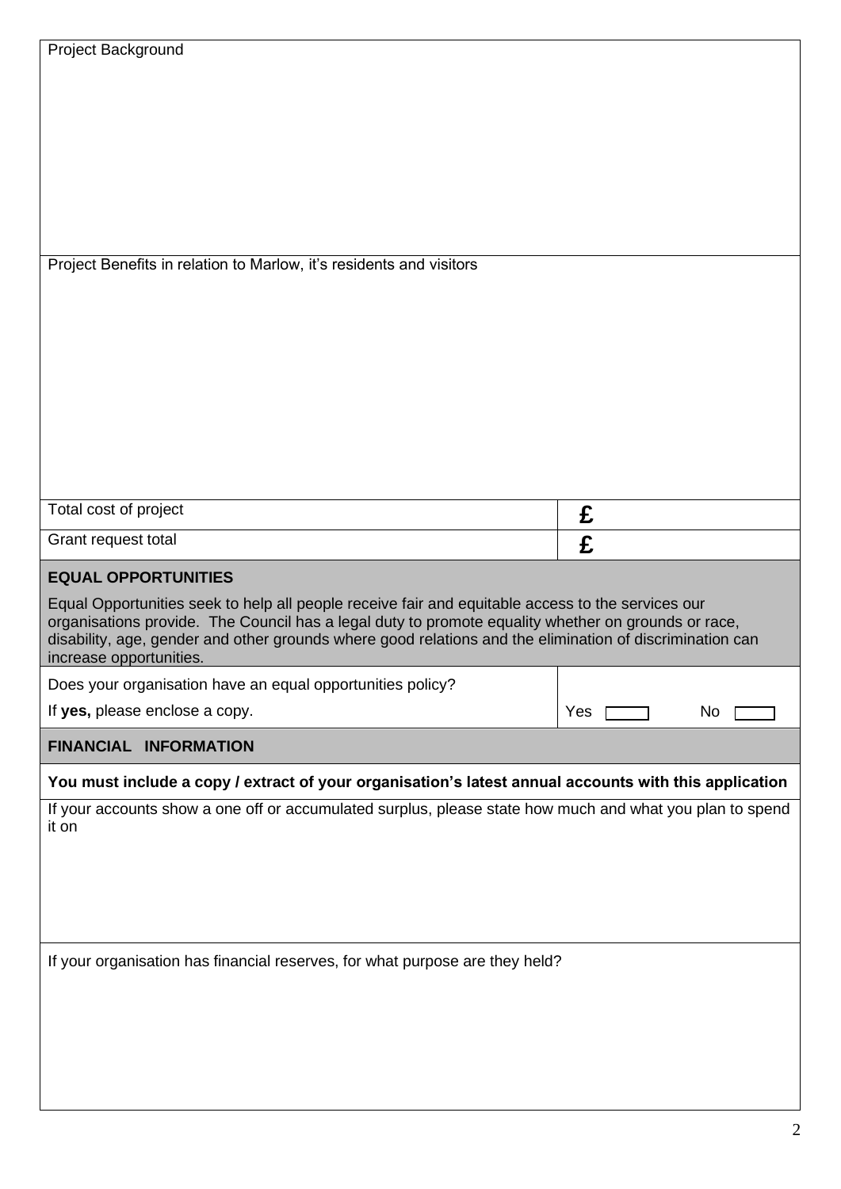Project Background

Project Benefits in relation to Marlow, it's residents and visitors

| Total cost of project | £ |
| --- | --- |
| Grant request total | £ |

## EQUAL OPPORTUNITIES

Equal Opportunities seek to help all people receive fair and equitable access to the services our organisations provide. The Council has a legal duty to promote equality whether on grounds or race, disability, age, gender and other grounds where good relations and the elimination of discrimination can increase opportunities.

| Does your organisation have an equal opportunities policy?<br>If **yes,** please enclose a copy. | Yes ☐ No ☐ |
| --- | --- |

## FINANCIAL INFORMATION

**You must include a copy / extract of your organisation's latest annual accounts with this application**

If your accounts show a one off or accumulated surplus, please state how much and what you plan to spend it on

If your organisation has financial reserves, for what purpose are they held?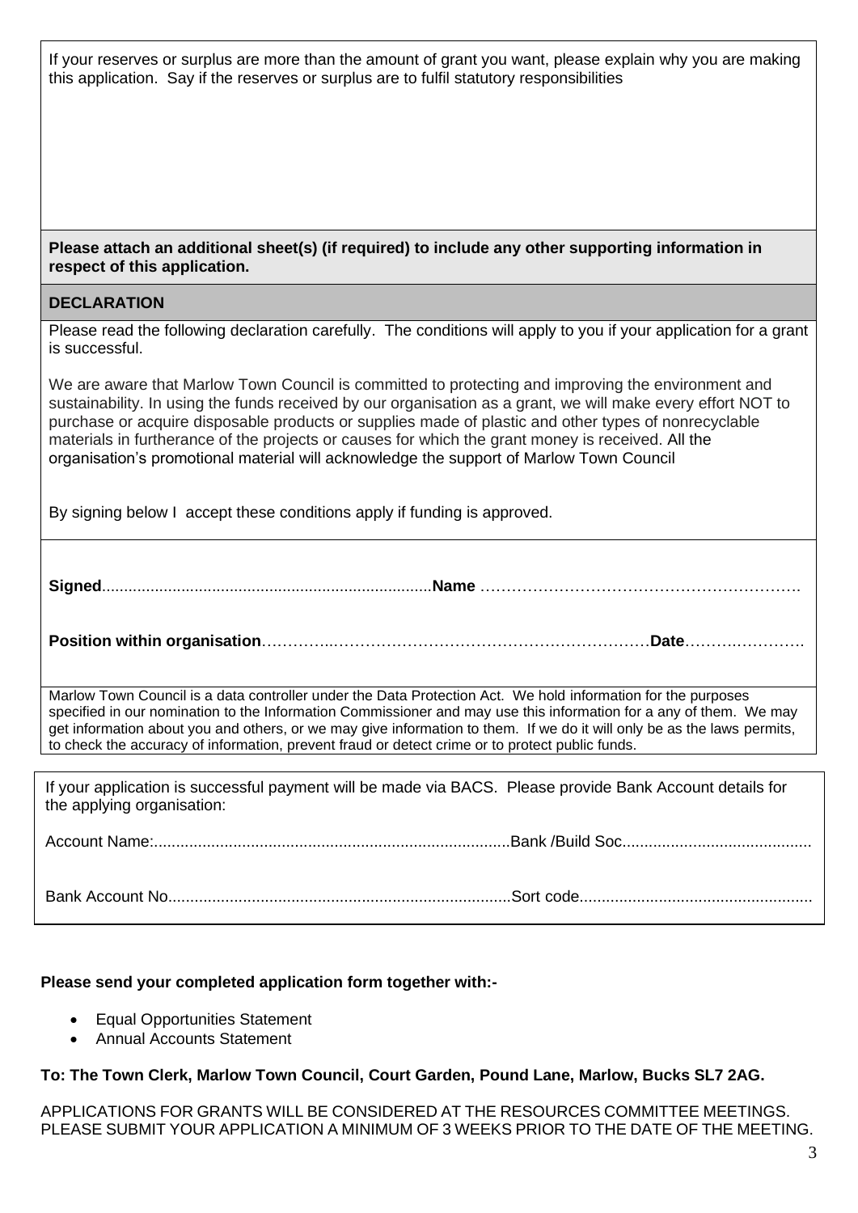If your reserves or surplus are more than the amount of grant you want, please explain why you are making this application. Say if the reserves or surplus are to fulfil statutory responsibilities

**Please attach an additional sheet(s) (if required) to include any other supporting information in respect of this application.**

**DECLARATION**

Please read the following declaration carefully. The conditions will apply to you if your application for a grant is successful.

We are aware that Marlow Town Council is committed to protecting and improving the environment and sustainability. In using the funds received by our organisation as a grant, we will make every effort NOT to purchase or acquire disposable products or supplies made of plastic and other types of nonrecyclable materials in furtherance of the projects or causes for which the grant money is received. All the organisation's promotional material will acknowledge the support of Marlow Town Council

By signing below I accept these conditions apply if funding is approved.

**Signed**........................................................................**Name** …………………………………………………….

**Position within organisation**…………..…………………………………………………**Date**……….………….

Marlow Town Council is a data controller under the Data Protection Act. We hold information for the purposes specified in our nomination to the Information Commissioner and may use this information for a any of them. We may get information about you and others, or we may give information to them. If we do it will only be as the laws permits, to check the accuracy of information, prevent fraud or detect crime or to protect public funds.

If your application is successful payment will be made via BACS. Please provide Bank Account details for the applying organisation:

Account Name:................................................................................Bank /Build Soc..........................................

Bank Account No............................................................................Sort code....................................................

**Please send your completed application form together with:-**

- Equal Opportunities Statement
- Annual Accounts Statement

**To: The Town Clerk, Marlow Town Council, Court Garden, Pound Lane, Marlow, Bucks SL7 2AG.**

APPLICATIONS FOR GRANTS WILL BE CONSIDERED AT THE RESOURCES COMMITTEE MEETINGS. PLEASE SUBMIT YOUR APPLICATION A MINIMUM OF 3 WEEKS PRIOR TO THE DATE OF THE MEETING.